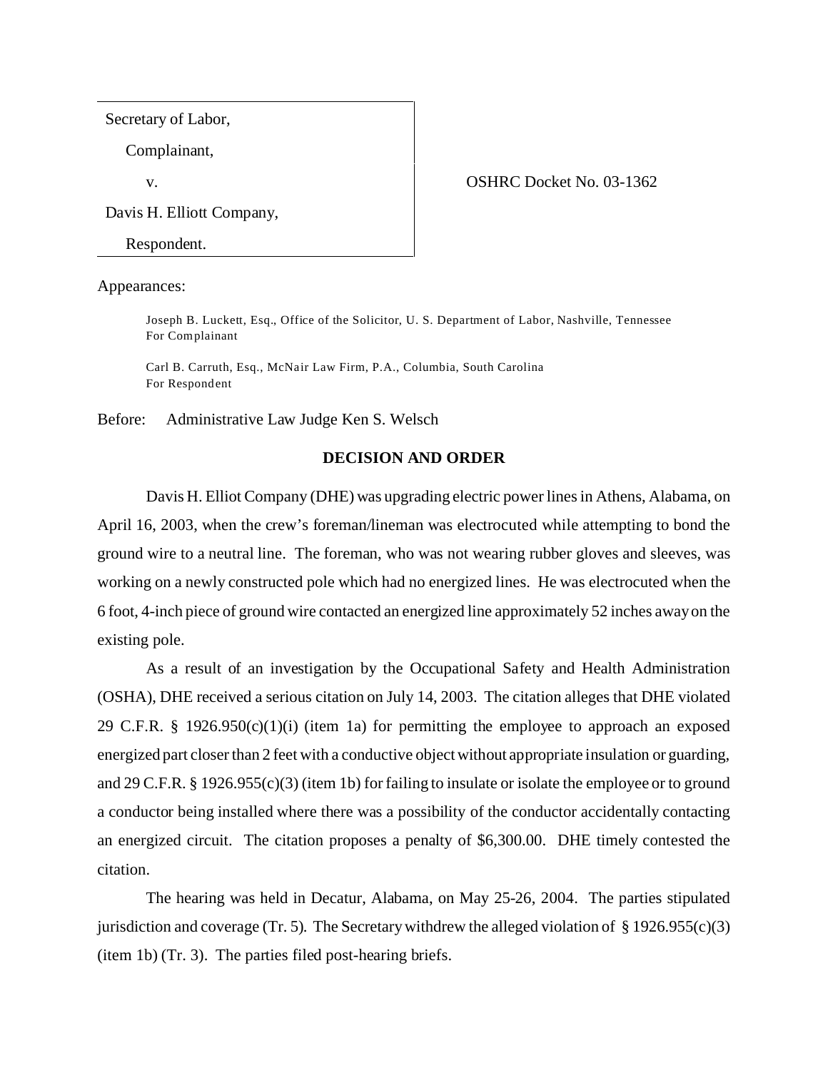Secretary of Label,

Complainant,

v.

Davis H. Elliott Company,

Respondent.

OSHRC Docket No. 03-1362

Appearances:

Joseph B. Luckett, Esq., Office of the Solicitor, U. S. Department of Labor, Nashville, Tennessee
For Complainant

Carl B. Carruth, Esq., McNair Law Firm, P.A., Columbia, South Carolina
For Respondent

Before: Administrative Law Judge Ken S. Welsch

## DECISION AND ORDER

Davis H. Elliot Company (DHE) was upgrading electric power lines in Athens, Alabama, on April 16, 2003, when the crew's foreman/lineman was electrocuted while attempting to bond the ground wire to a neutral line. The foreman, who was not wearing rubber gloves and sleeves, was working on a newly constructed pole which had no energized lines. He was electrocuted when the 6 foot, 4-inch piece of ground wire contacted an energized line approximately 52 inches away on the existing pole.

As a result of an investigation by the Occupational Safety and Health Administration (OSHA), DHE received a serious citation on July 14, 2003. The citation alleges that DHE violated 29 C.F.R. § 1926.950(c)(1)(i) (item 1a) for permitting the employee to approach an exposed energized part closer than 2 feet with a conductive object without appropriate insulation or guarding, and 29 C.F.R. § 1926.955(c)(3) (item 1b) for failing to insulate or isolate the employee or to ground a conductor being installed where there was a possibility of the conductor accidentally contacting an energized circuit. The citation proposes a penalty of $6,300.00. DHE timely contested the citation.

The hearing was held in Decatur, Alabama, on May 25-26, 2004. The parties stipulated jurisdiction and coverage (Tr. 5). The Secretary withdrew the alleged violation of § 1926.955(c)(3) (item 1b) (Tr. 3). The parties filed post-hearing briefs.

Secretary of Labor,

Complainant,

v.

Davis H. Elliott Company,

Respondent.

OSHRC Docket No. 03-1362

Appearances:

Joseph B. Luckett, Esq., Office of the Solicitor, U. S. Department of Labor, Nashville, Tennessee
For Complainant

Carl B. Carruth, Esq., McNair Law Firm, P.A., Columbia, South Carolina
For Respondent

Before: Administrative Law Judge Ken S. Welsch

## DECISION AND ORDER

Davis H. Elliot Company (DHE) was upgrading electric power lines in Athens, Alabama, on April 16, 2003, when the crew's foreman/lineman was electrocuted while attempting to bond the ground wire to a neutral line. The foreman, who was not wearing rubber gloves and sleeves, was working on a newly constructed pole which had no energized lines. He was electrocuted when the 6 foot, 4-inch piece of ground wire contacted an energized line approximately 52 inches away on the existing pole.

As a result of an investigation by the Occupational Safety and Health Administration (OSHA), DHE received a serious citation on July 14, 2003. The citation alleges that DHE violated 29 C.F.R. § 1926.950(c)(1)(i) (item 1a) for permitting the employee to approach an exposed energized part closer than 2 feet with a conductive object without appropriate insulation or guarding, and 29 C.F.R. § 1926.955(c)(3) (item 1b) for failing to insulate or isolate the employee or to ground a conductor being installed where there was a possibility of the conductor accidentally contacting an energized circuit. The citation proposes a penalty of $6,300.00. DHE timely contested the citation.

The hearing was held in Decatur, Alabama, on May 25-26, 2004. The parties stipulated jurisdiction and coverage (Tr. 5). The Secretary withdrew the alleged violation of § 1926.955(c)(3) (item 1b) (Tr. 3). The parties filed post-hearing briefs.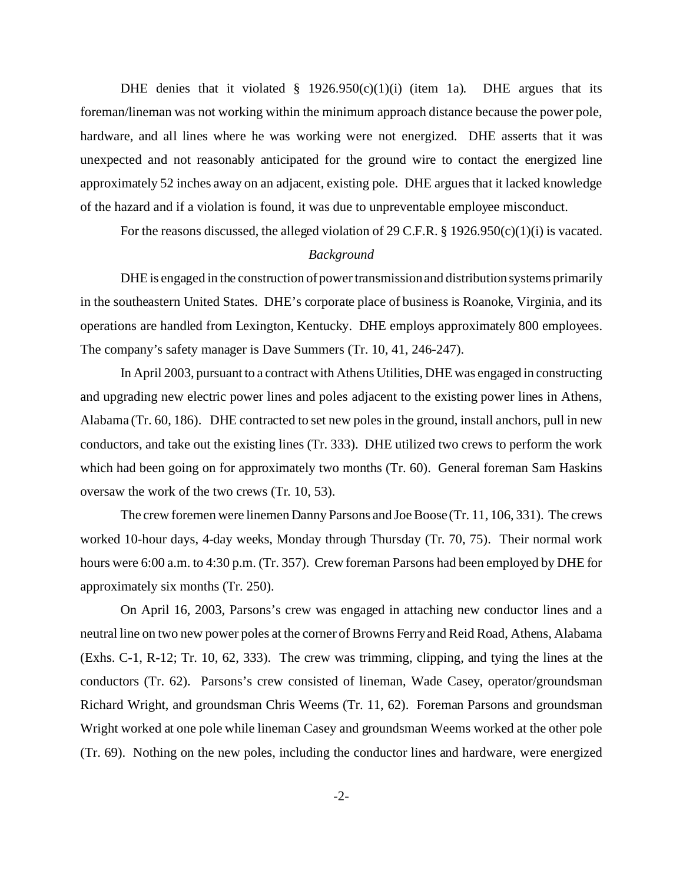DHE denies that it violated § 1926.950(c)(1)(i) (item 1a). DHE argues that its foreman/lineman was not working within the minimum approach distance because the power pole, hardware, and all lines where he was working were not energized. DHE asserts that it was unexpected and not reasonably anticipated for the ground wire to contact the energized line approximately 52 inches away on an adjacent, existing pole. DHE argues that it lacked knowledge of the hazard and if a violation is found, it was due to unpreventable employee misconduct.

For the reasons discussed, the alleged violation of 29 C.F.R. § 1926.950(c)(1)(i) is vacated.

*Background*

DHE is engaged in the construction of power transmission and distribution systems primarily in the southeastern United States. DHE's corporate place of business is Roanoke, Virginia, and its operations are handled from Lexington, Kentucky. DHE employs approximately 800 employees. The company's safety manager is Dave Summers (Tr. 10, 41, 246-247).

In April 2003, pursuant to a contract with Athens Utilities, DHE was engaged in constructing and upgrading new electric power lines and poles adjacent to the existing power lines in Athens, Alabama (Tr. 60, 186). DHE contracted to set new poles in the ground, install anchors, pull in new conductors, and take out the existing lines (Tr. 333). DHE utilized two crews to perform the work which had been going on for approximately two months (Tr. 60). General foreman Sam Haskins oversaw the work of the two crews (Tr. 10, 53).

The crew foremen were linemen Danny Parsons and Joe Boose (Tr. 11, 106, 331). The crews worked 10-hour days, 4-day weeks, Monday through Thursday (Tr. 70, 75). Their normal work hours were 6:00 a.m. to 4:30 p.m. (Tr. 357). Crew foreman Parsons had been employed by DHE for approximately six months (Tr. 250).

On April 16, 2003, Parsons's crew was engaged in attaching new conductor lines and a neutral line on two new power poles at the corner of Browns Ferry and Reid Road, Athens, Alabama (Exhs. C-1, R-12; Tr. 10, 62, 333). The crew was trimming, clipping, and tying the lines at the conductors (Tr. 62). Parsons's crew consisted of lineman, Wade Casey, operator/groundsman Richard Wright, and groundsman Chris Weems (Tr. 11, 62). Foreman Parsons and groundsman Wright worked at one pole while lineman Casey and groundsman Weems worked at the other pole (Tr. 69). Nothing on the new poles, including the conductor lines and hardware, were energized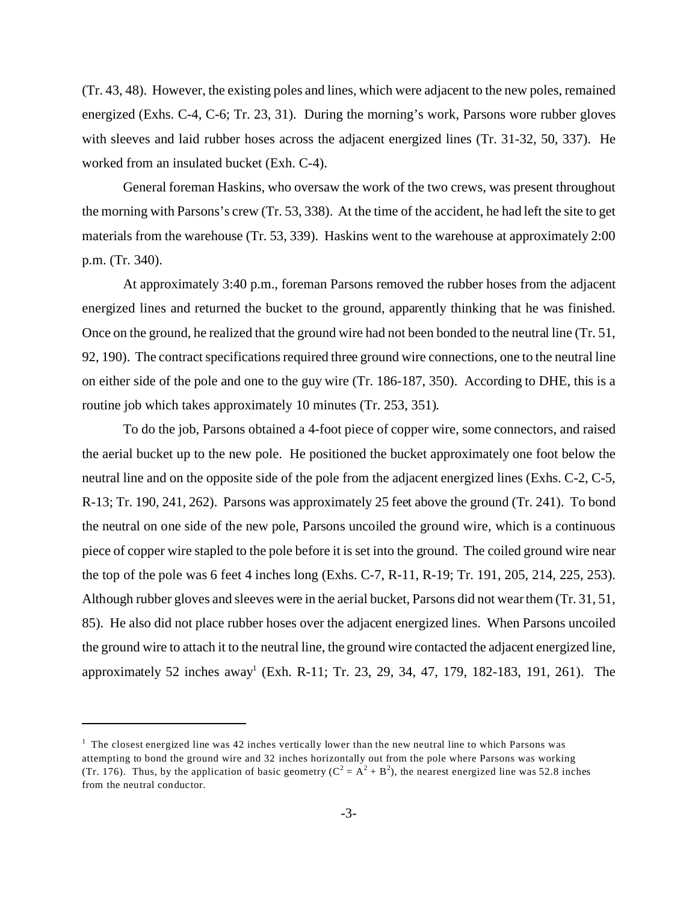(Tr. 43, 48). However, the existing poles and lines, which were adjacent to the new poles, remained energized (Exhs. C-4, C-6; Tr. 23, 31). During the morning's work, Parsons wore rubber gloves with sleeves and laid rubber hoses across the adjacent energized lines (Tr. 31-32, 50, 337). He worked from an insulated bucket (Exh. C-4).

General foreman Haskins, who oversaw the work of the two crews, was present throughout the morning with Parsons's crew (Tr. 53, 338). At the time of the accident, he had left the site to get materials from the warehouse (Tr. 53, 339). Haskins went to the warehouse at approximately 2:00 p.m. (Tr. 340).

At approximately 3:40 p.m., foreman Parsons removed the rubber hoses from the adjacent energized lines and returned the bucket to the ground, apparently thinking that he was finished. Once on the ground, he realized that the ground wire had not been bonded to the neutral line (Tr. 51, 92, 190). The contract specifications required three ground wire connections, one to the neutral line on either side of the pole and one to the guy wire (Tr. 186-187, 350). According to DHE, this is a routine job which takes approximately 10 minutes (Tr. 253, 351).

To do the job, Parsons obtained a 4-foot piece of copper wire, some connectors, and raised the aerial bucket up to the new pole. He positioned the bucket approximately one foot below the neutral line and on the opposite side of the pole from the adjacent energized lines (Exhs. C-2, C-5, R-13; Tr. 190, 241, 262). Parsons was approximately 25 feet above the ground (Tr. 241). To bond the neutral on one side of the new pole, Parsons uncoiled the ground wire, which is a continuous piece of copper wire stapled to the pole before it is set into the ground. The coiled ground wire near the top of the pole was 6 feet 4 inches long (Exhs. C-7, R-11, R-19; Tr. 191, 205, 214, 225, 253). Although rubber gloves and sleeves were in the aerial bucket, Parsons did not wear them (Tr. 31, 51, 85). He also did not place rubber hoses over the adjacent energized lines. When Parsons uncoiled the ground wire to attach it to the neutral line, the ground wire contacted the adjacent energized line, approximately 52 inches away[1] (Exh. R-11; Tr. 23, 29, 34, 47, 179, 182-183, 191, 261). The

---

[1] The closest energized line was 42 inches vertically lower than the new neutral line to which Parsons was attempting to bond the ground wire and 32 inches horizontally out from the pole where Parsons was working (Tr. 176). Thus, by the application of basic geometry ($C^2 = A^2 + B^2$), the nearest energized line was 52.8 inches from the neutral conductor.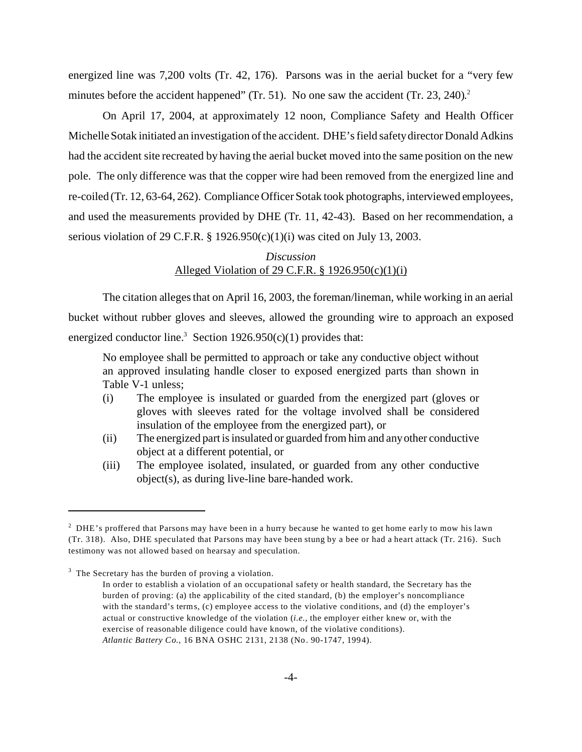energized line was 7,200 volts (Tr. 42, 176). Parsons was in the aerial bucket for a "very few minutes before the accident happened" (Tr. 51). No one saw the accident (Tr. 23, 240).[2]

On April 17, 2004, at approximately 12 noon, Compliance Safety and Health Officer Michelle Sotak initiated an investigation of the accident. DHE's field safety director Donald Adkins had the accident site recreated by having the aerial bucket moved into the same position on the new pole. The only difference was that the copper wire had been removed from the energized line and re-coiled (Tr. 12, 63-64, 262). Compliance Officer Sotak took photographs, interviewed employees, and used the measurements provided by DHE (Tr. 11, 42-43). Based on her recommendation, a serious violation of 29 C.F.R. § 1926.950(c)(1)(i) was cited on July 13, 2003.

## *Discussion*
## Alleged Violation of 29 C.F.R. § 1926.950(c)(1)(i)

The citation alleges that on April 16, 2003, the foreman/lineman, while working in an aerial bucket without rubber gloves and sleeves, allowed the grounding wire to approach an exposed energized conductor line.[3] Section 1926.950(c)(1) provides that:

> No employee shall be permitted to approach or take any conductive object without an approved insulating handle closer to exposed energized parts than shown in Table V-1 unless;
>
> (i) The employee is insulated or guarded from the energized part (gloves or gloves with sleeves rated for the voltage involved shall be considered insulation of the employee from the energized part), or
>
> (ii) The energized part is insulated or guarded from him and any other conductive object at a different potential, or
>
> (iii) The employee isolated, insulated, or guarded from any other conductive object(s), as during live-line bare-handed work.

---

[2] DHE's proffered that Parsons may have been in a hurry because he wanted to get home early to mow his lawn (Tr. 318). Also, DHE speculated that Parsons may have been stung by a bee or had a heart attack (Tr. 216). Such testimony was not allowed based on hearsay and speculation.

[3] The Secretary has the burden of proving a violation.

> In order to establish a violation of an occupational safety or health standard, the Secretary has the burden of proving: (a) the applicability of the cited standard, (b) the employer's noncompliance with the standard's terms, (c) employee access to the violative conditions, and (d) the employer's actual or constructive knowledge of the violation (*i.e.,* the employer either knew or, with the exercise of reasonable diligence could have known, of the violative conditions). *Atlantic Battery Co.,* 16 BNA OSHC 2131, 2138 (No. 90-1747, 1994).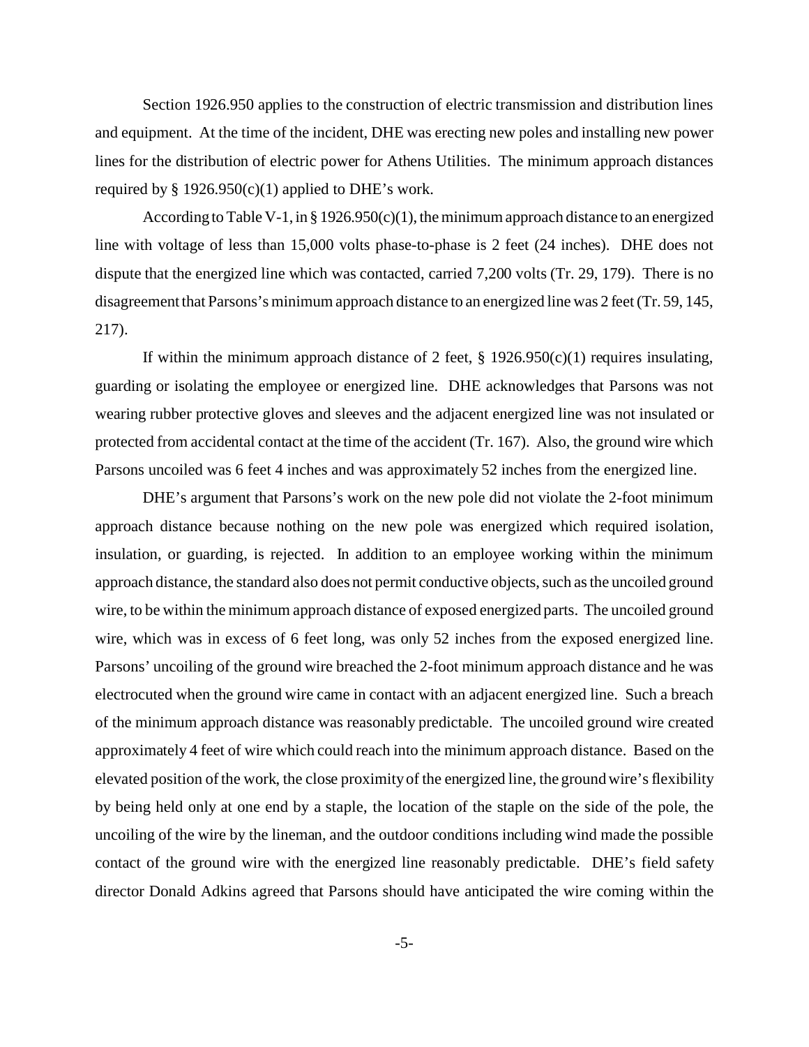Section 1926.950 applies to the construction of electric transmission and distribution lines and equipment. At the time of the incident, DHE was erecting new poles and installing new power lines for the distribution of electric power for Athens Utilities. The minimum approach distances required by § 1926.950(c)(1) applied to DHE's work.

According to Table V-1, in § 1926.950(c)(1), the minimum approach distance to an energized line with voltage of less than 15,000 volts phase-to-phase is 2 feet (24 inches). DHE does not dispute that the energized line which was contacted, carried 7,200 volts (Tr. 29, 179). There is no disagreement that Parsons's minimum approach distance to an energized line was 2 feet (Tr. 59, 145, 217).

If within the minimum approach distance of 2 feet, § 1926.950(c)(1) requires insulating, guarding or isolating the employee or energized line. DHE acknowledges that Parsons was not wearing rubber protective gloves and sleeves and the adjacent energized line was not insulated or protected from accidental contact at the time of the accident (Tr. 167). Also, the ground wire which Parsons uncoiled was 6 feet 4 inches and was approximately 52 inches from the energized line.

DHE's argument that Parsons's work on the new pole did not violate the 2-foot minimum approach distance because nothing on the new pole was energized which required isolation, insulation, or guarding, is rejected. In addition to an employee working within the minimum approach distance, the standard also does not permit conductive objects, such as the uncoiled ground wire, to be within the minimum approach distance of exposed energized parts. The uncoiled ground wire, which was in excess of 6 feet long, was only 52 inches from the exposed energized line. Parsons' uncoiling of the ground wire breached the 2-foot minimum approach distance and he was electrocuted when the ground wire came in contact with an adjacent energized line. Such a breach of the minimum approach distance was reasonably predictable. The uncoiled ground wire created approximately 4 feet of wire which could reach into the minimum approach distance. Based on the elevated position of the work, the close proximity of the energized line, the ground wire's flexibility by being held only at one end by a staple, the location of the staple on the side of the pole, the uncoiling of the wire by the lineman, and the outdoor conditions including wind made the possible contact of the ground wire with the energized line reasonably predictable. DHE's field safety director Donald Adkins agreed that Parsons should have anticipated the wire coming within the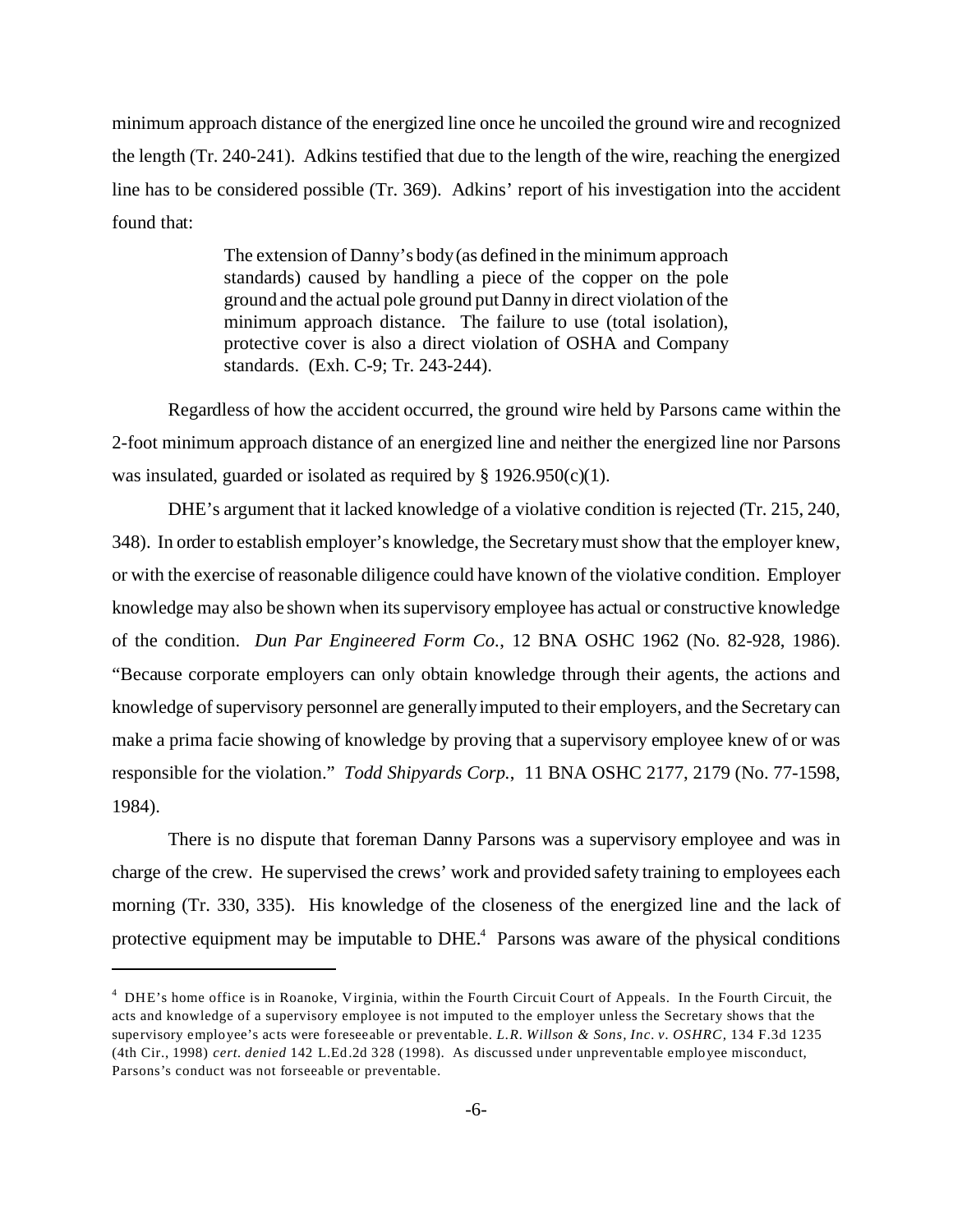minimum approach distance of the energized line once he uncoiled the ground wire and recognized the length (Tr. 240-241). Adkins testified that due to the length of the wire, reaching the energized line has to be considered possible (Tr. 369). Adkins' report of his investigation into the accident found that:

> The extension of Danny's body (as defined in the minimum approach standards) caused by handling a piece of the copper on the pole ground and the actual pole ground put Danny in direct violation of the minimum approach distance. The failure to use (total isolation), protective cover is also a direct violation of OSHA and Company standards. (Exh. C-9; Tr. 243-244).

Regardless of how the accident occurred, the ground wire held by Parsons came within the 2-foot minimum approach distance of an energized line and neither the energized line nor Parsons was insulated, guarded or isolated as required by § 1926.950(c)(1).

DHE's argument that it lacked knowledge of a violative condition is rejected (Tr. 215, 240, 348). In order to establish employer's knowledge, the Secretary must show that the employer knew, or with the exercise of reasonable diligence could have known of the violative condition. Employer knowledge may also be shown when its supervisory employee has actual or constructive knowledge of the condition. *Dun Par Engineered Form Co.*, 12 BNA OSHC 1962 (No. 82-928, 1986). "Because corporate employers can only obtain knowledge through their agents, the actions and knowledge of supervisory personnel are generally imputed to their employers, and the Secretary can make a prima facie showing of knowledge by proving that a supervisory employee knew of or was responsible for the violation." *Todd Shipyards Corp.*, 11 BNA OSHC 2177, 2179 (No. 77-1598, 1984).

There is no dispute that foreman Danny Parsons was a supervisory employee and was in charge of the crew. He supervised the crews' work and provided safety training to employees each morning (Tr. 330, 335). His knowledge of the closeness of the energized line and the lack of protective equipment may be imputable to DHE.[4] Parsons was aware of the physical conditions

---

[4] DHE's home office is in Roanoke, Virginia, within the Fourth Circuit Court of Appeals. In the Fourth Circuit, the acts and knowledge of a supervisory employee is not imputed to the employer unless the Secretary shows that the supervisory employee's acts were foreseeable or preventable. *L.R. Willson & Sons, Inc. v. OSHRC*, 134 F.3d 1235 (4th Cir., 1998) *cert. denied* 142 L.Ed.2d 328 (1998). As discussed under unpreventable employee misconduct, Parsons's conduct was not forseeable or preventable.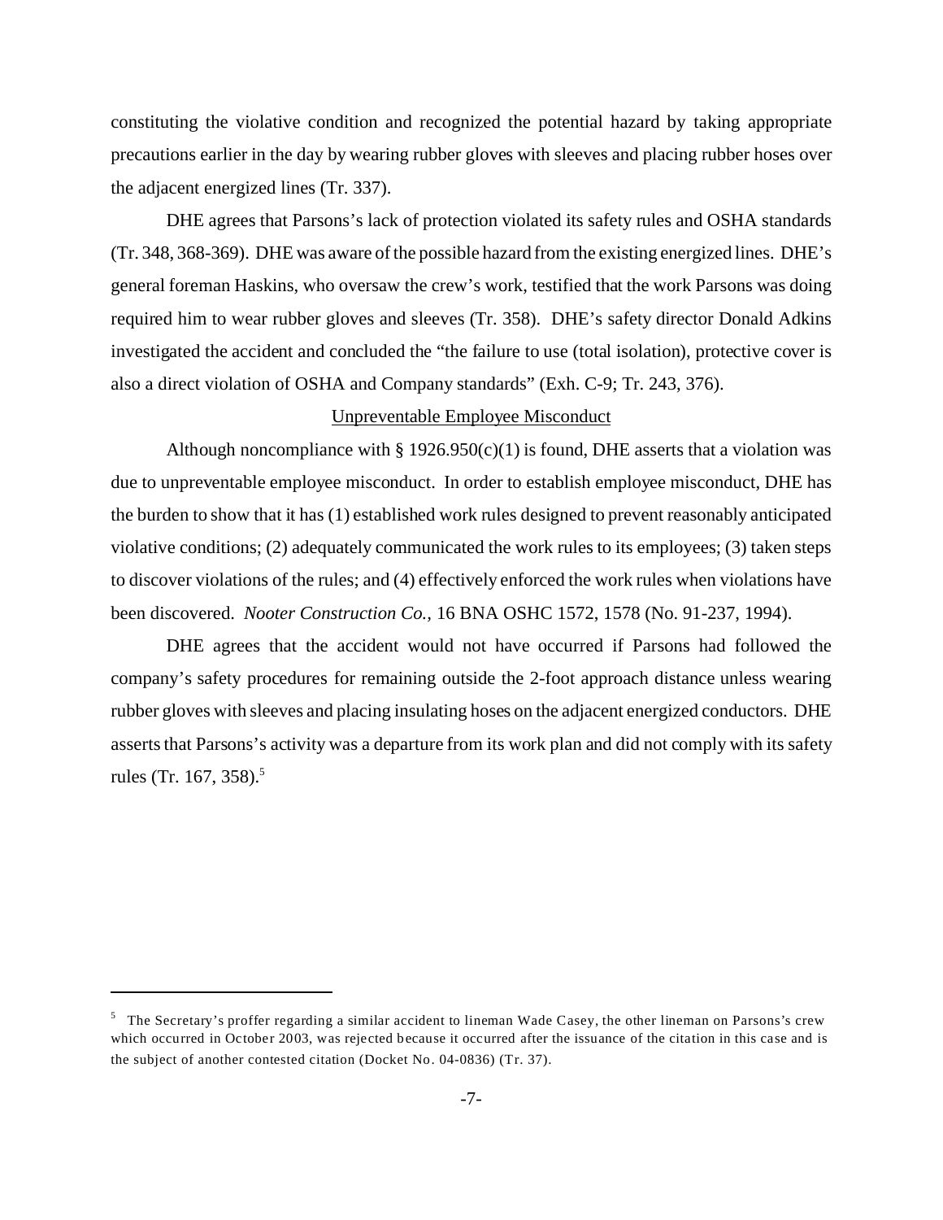constituting the violative condition and recognized the potential hazard by taking appropriate precautions earlier in the day by wearing rubber gloves with sleeves and placing rubber hoses over the adjacent energized lines (Tr. 337).

DHE agrees that Parsons's lack of protection violated its safety rules and OSHA standards (Tr. 348, 368-369). DHE was aware of the possible hazard from the existing energized lines. DHE's general foreman Haskins, who oversaw the crew's work, testified that the work Parsons was doing required him to wear rubber gloves and sleeves (Tr. 358). DHE's safety director Donald Adkins investigated the accident and concluded the "the failure to use (total isolation), protective cover is also a direct violation of OSHA and Company standards" (Exh. C-9; Tr. 243, 376).

<u>Unpreventable Employee Misconduct</u>

Although noncompliance with § 1926.950(c)(1) is found, DHE asserts that a violation was due to unpreventable employee misconduct. In order to establish employee misconduct, DHE has the burden to show that it has (1) established work rules designed to prevent reasonably anticipated violative conditions; (2) adequately communicated the work rules to its employees; (3) taken steps to discover violations of the rules; and (4) effectively enforced the work rules when violations have been discovered. *Nooter Construction Co.*, 16 BNA OSHC 1572, 1578 (No. 91-237, 1994).

DHE agrees that the accident would not have occurred if Parsons had followed the company's safety procedures for remaining outside the 2-foot approach distance unless wearing rubber gloves with sleeves and placing insulating hoses on the adjacent energized conductors. DHE asserts that Parsons's activity was a departure from its work plan and did not comply with its safety rules (Tr. 167, 358).[5]

---

[5] The Secretary's proffer regarding a similar accident to lineman Wade Casey, the other lineman on Parsons's crew which occurred in October 2003, was rejected because it occurred after the issuance of the citation in this case and is the subject of another contested citation (Docket No. 04-0836) (Tr. 37).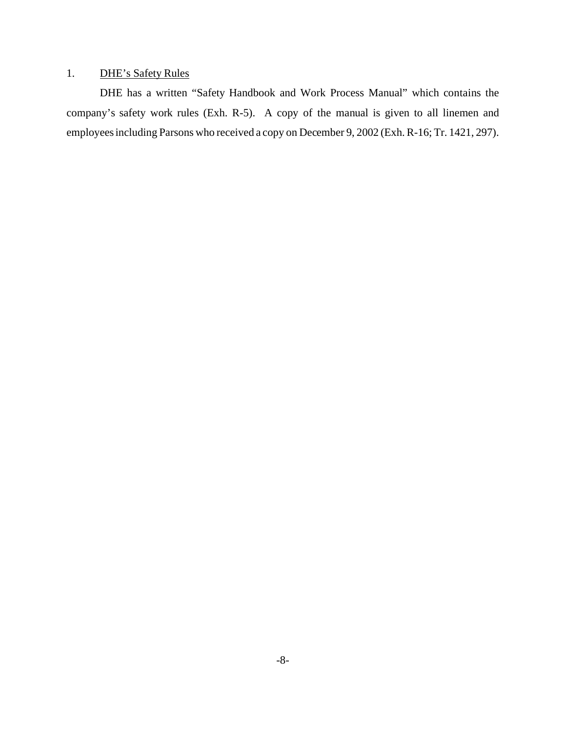1. <u>DHE's Safety Rules</u>

DHE has a written "Safety Handbook and Work Process Manual" which contains the company's safety work rules (Exh. R-5). A copy of the manual is given to all linemen and employees including Parsons who received a copy on December 9, 2002 (Exh. R-16; Tr. 1421, 297).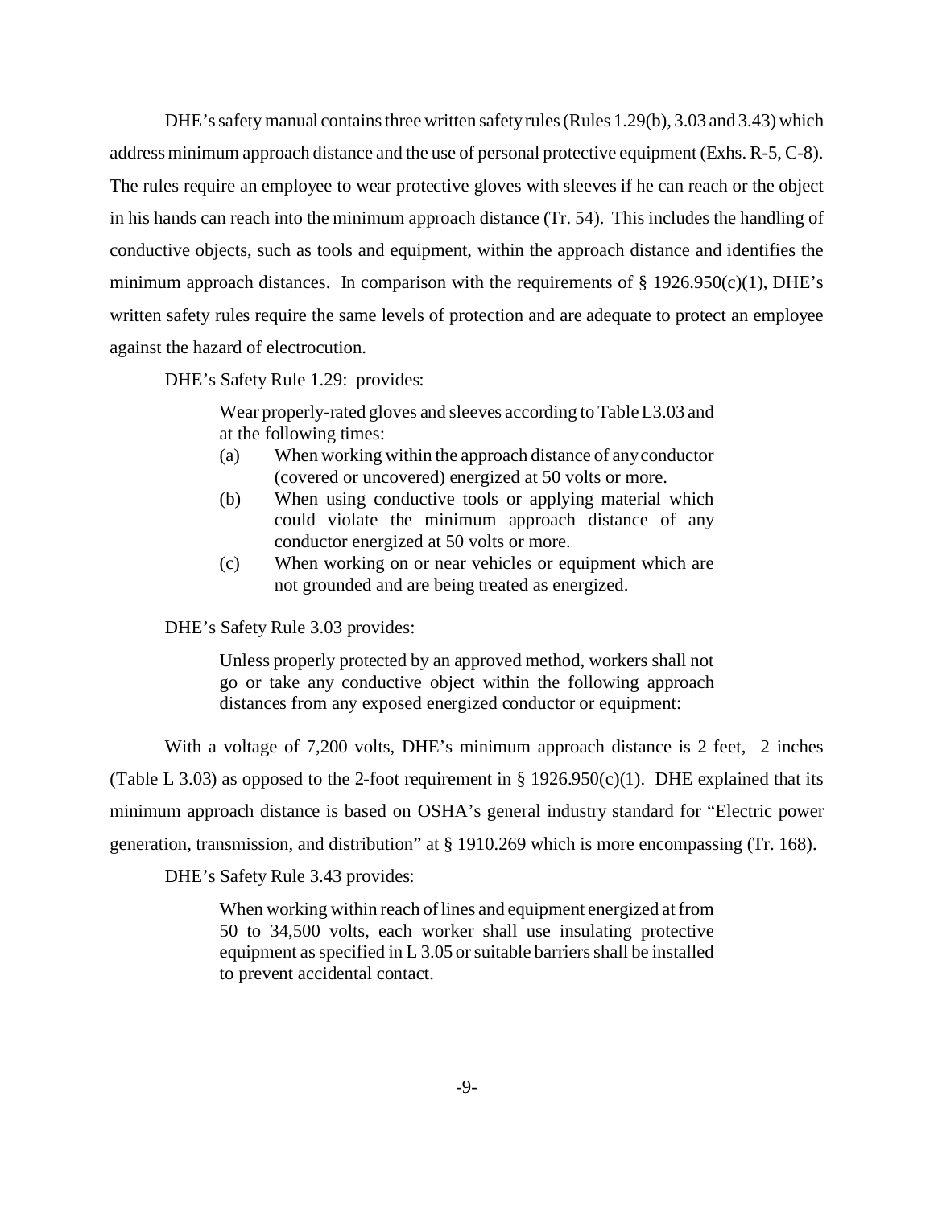DHE's safety manual contains three written safety rules (Rules 1.29(b), 3.03 and 3.43) which address minimum approach distance and the use of personal protective equipment (Exhs. R-5, C-8). The rules require an employee to wear protective gloves with sleeves if he can reach or the object in his hands can reach into the minimum approach distance (Tr. 54). This includes the handling of conductive objects, such as tools and equipment, within the approach distance and identifies the minimum approach distances. In comparison with the requirements of § 1926.950(c)(1), DHE's written safety rules require the same levels of protection and are adequate to protect an employee against the hazard of electrocution.

DHE's Safety Rule 1.29: provides:

> Wear properly-rated gloves and sleeves according to Table L3.03 and at the following times:
>
> (a) When working within the approach distance of any conductor (covered or uncovered) energized at 50 volts or more.
>
> (b) When using conductive tools or applying material which could violate the minimum approach distance of any conductor energized at 50 volts or more.
>
> (c) When working on or near vehicles or equipment which are not grounded and are being treated as energized.

DHE's Safety Rule 3.03 provides:

> Unless properly protected by an approved method, workers shall not go or take any conductive object within the following approach distances from any exposed energized conductor or equipment:

With a voltage of 7,200 volts, DHE's minimum approach distance is 2 feet, 2 inches (Table L 3.03) as opposed to the 2-foot requirement in § 1926.950(c)(1). DHE explained that its minimum approach distance is based on OSHA's general industry standard for "Electric power generation, transmission, and distribution" at § 1910.269 which is more encompassing (Tr. 168).

DHE's Safety Rule 3.43 provides:

> When working within reach of lines and equipment energized at from 50 to 34,500 volts, each worker shall use insulating protective equipment as specified in L 3.05 or suitable barriers shall be installed to prevent accidental contact.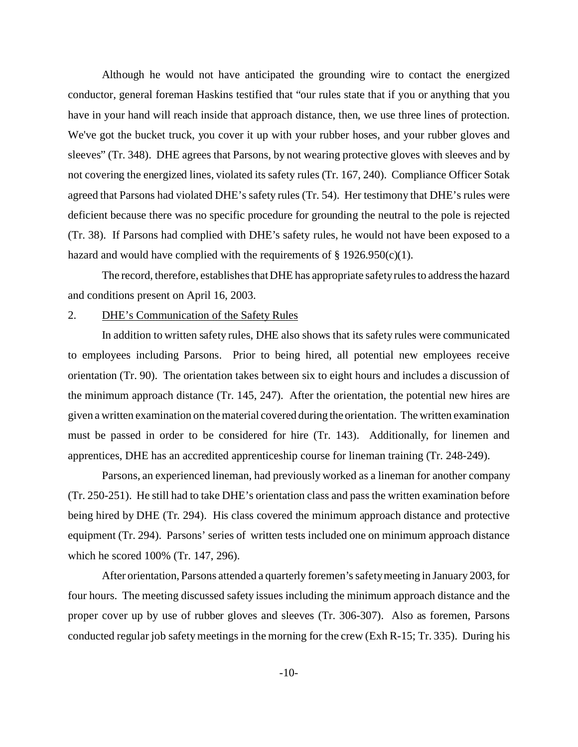Although he would not have anticipated the grounding wire to contact the energized conductor, general foreman Haskins testified that "our rules state that if you or anything that you have in your hand will reach inside that approach distance, then, we use three lines of protection. We've got the bucket truck, you cover it up with your rubber hoses, and your rubber gloves and sleeves" (Tr. 348). DHE agrees that Parsons, by not wearing protective gloves with sleeves and by not covering the energized lines, violated its safety rules (Tr. 167, 240). Compliance Officer Sotak agreed that Parsons had violated DHE's safety rules (Tr. 54). Her testimony that DHE's rules were deficient because there was no specific procedure for grounding the neutral to the pole is rejected (Tr. 38). If Parsons had complied with DHE's safety rules, he would not have been exposed to a hazard and would have complied with the requirements of § 1926.950(c)(1).

The record, therefore, establishes that DHE has appropriate safety rules to address the hazard and conditions present on April 16, 2003.

2. DHE's Communication of the Safety Rules

In addition to written safety rules, DHE also shows that its safety rules were communicated to employees including Parsons. Prior to being hired, all potential new employees receive orientation (Tr. 90). The orientation takes between six to eight hours and includes a discussion of the minimum approach distance (Tr. 145, 247). After the orientation, the potential new hires are given a written examination on the material covered during the orientation. The written examination must be passed in order to be considered for hire (Tr. 143). Additionally, for linemen and apprentices, DHE has an accredited apprenticeship course for lineman training (Tr. 248-249).

Parsons, an experienced lineman, had previously worked as a lineman for another company (Tr. 250-251). He still had to take DHE's orientation class and pass the written examination before being hired by DHE (Tr. 294). His class covered the minimum approach distance and protective equipment (Tr. 294). Parsons' series of written tests included one on minimum approach distance which he scored 100% (Tr. 147, 296).

After orientation, Parsons attended a quarterly foremen's safety meeting in January 2003, for four hours. The meeting discussed safety issues including the minimum approach distance and the proper cover up by use of rubber gloves and sleeves (Tr. 306-307). Also as foremen, Parsons conducted regular job safety meetings in the morning for the crew (Exh R-15; Tr. 335). During his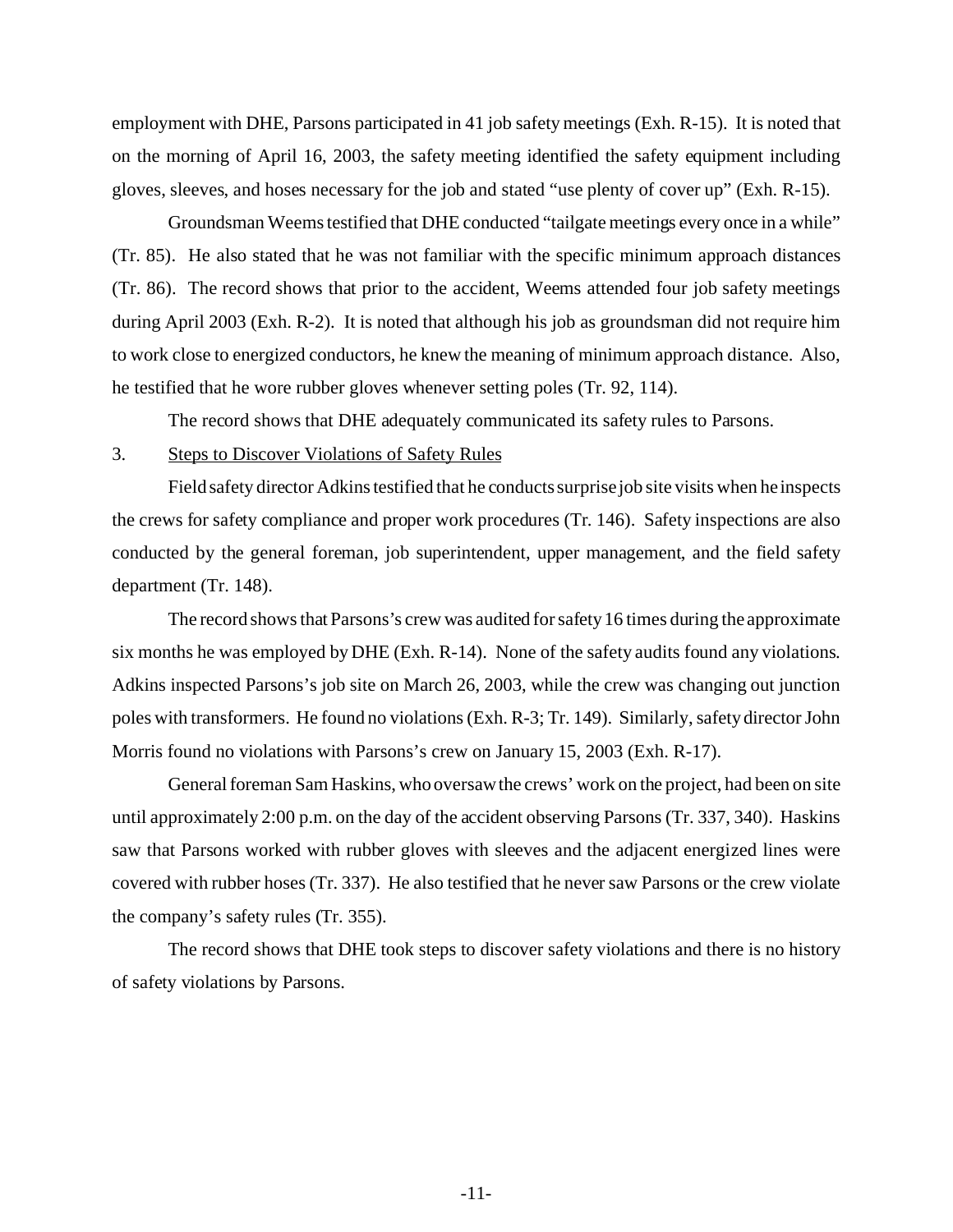employment with DHE, Parsons participated in 41 job safety meetings (Exh. R-15). It is noted that on the morning of April 16, 2003, the safety meeting identified the safety equipment including gloves, sleeves, and hoses necessary for the job and stated "use plenty of cover up" (Exh. R-15).

Groundsman Weems testified that DHE conducted "tailgate meetings every once in a while" (Tr. 85). He also stated that he was not familiar with the specific minimum approach distances (Tr. 86). The record shows that prior to the accident, Weems attended four job safety meetings during April 2003 (Exh. R-2). It is noted that although his job as groundsman did not require him to work close to energized conductors, he knew the meaning of minimum approach distance. Also, he testified that he wore rubber gloves whenever setting poles (Tr. 92, 114).

The record shows that DHE adequately communicated its safety rules to Parsons.

3. <u>Steps to Discover Violations of Safety Rules</u>

Field safety director Adkins testified that he conducts surprise job site visits when he inspects the crews for safety compliance and proper work procedures (Tr. 146). Safety inspections are also conducted by the general foreman, job superintendent, upper management, and the field safety department (Tr. 148).

The record shows that Parsons's crew was audited for safety 16 times during the approximate six months he was employed by DHE (Exh. R-14). None of the safety audits found any violations. Adkins inspected Parsons's job site on March 26, 2003, while the crew was changing out junction poles with transformers. He found no violations (Exh. R-3; Tr. 149). Similarly, safety director John Morris found no violations with Parsons's crew on January 15, 2003 (Exh. R-17).

General foreman Sam Haskins, who oversaw the crews' work on the project, had been on site until approximately 2:00 p.m. on the day of the accident observing Parsons (Tr. 337, 340). Haskins saw that Parsons worked with rubber gloves with sleeves and the adjacent energized lines were covered with rubber hoses (Tr. 337). He also testified that he never saw Parsons or the crew violate the company's safety rules (Tr. 355).

The record shows that DHE took steps to discover safety violations and there is no history of safety violations by Parsons.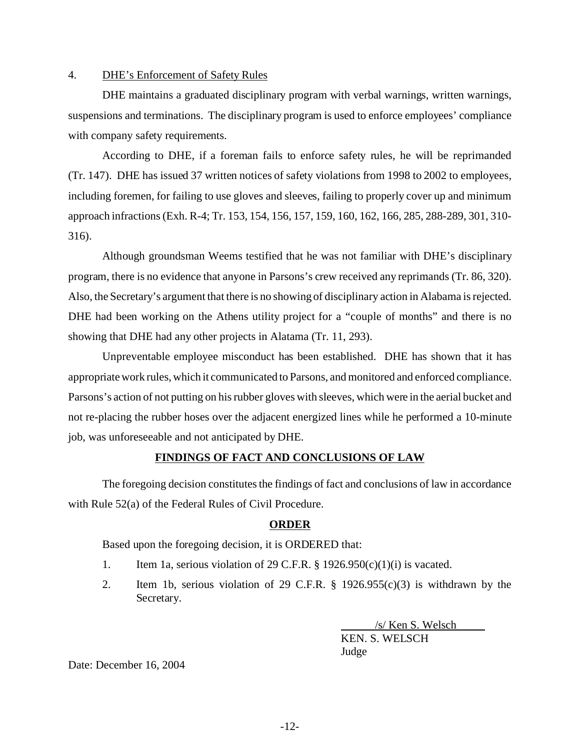4. DHE's Enforcement of Safety Rules

DHE maintains a graduated disciplinary program with verbal warnings, written warnings, suspensions and terminations. The disciplinary program is used to enforce employees' compliance with company safety requirements.

According to DHE, if a foreman fails to enforce safety rules, he will be reprimanded (Tr. 147). DHE has issued 37 written notices of safety violations from 1998 to 2002 to employees, including foremen, for failing to use gloves and sleeves, failing to properly cover up and minimum approach infractions (Exh. R-4; Tr. 153, 154, 156, 157, 159, 160, 162, 166, 285, 288-289, 301, 310-316).

Although groundsman Weems testified that he was not familiar with DHE's disciplinary program, there is no evidence that anyone in Parsons's crew received any reprimands (Tr. 86, 320). Also, the Secretary's argument that there is no showing of disciplinary action in Alabama is rejected. DHE had been working on the Athens utility project for a "couple of months" and there is no showing that DHE had any other projects in Alatama (Tr. 11, 293).

Unpreventable employee misconduct has been established. DHE has shown that it has appropriate work rules, which it communicated to Parsons, and monitored and enforced compliance. Parsons's action of not putting on his rubber gloves with sleeves, which were in the aerial bucket and not re-placing the rubber hoses over the adjacent energized lines while he performed a 10-minute job, was unforeseeable and not anticipated by DHE.

## FINDINGS OF FACT AND CONCLUSIONS OF LAW

The foregoing decision constitutes the findings of fact and conclusions of law in accordance with Rule 52(a) of the Federal Rules of Civil Procedure.

## ORDER

Based upon the foregoing decision, it is ORDERED that:

1. Item 1a, serious violation of 29 C.F.R. § 1926.950(c)(1)(i) is vacated.
2. Item 1b, serious violation of 29 C.F.R. § 1926.955(c)(3) is withdrawn by the Secretary.

/s/ Ken S. Welsch
KEN. S. WELSCH
Judge

Date: December 16, 2004